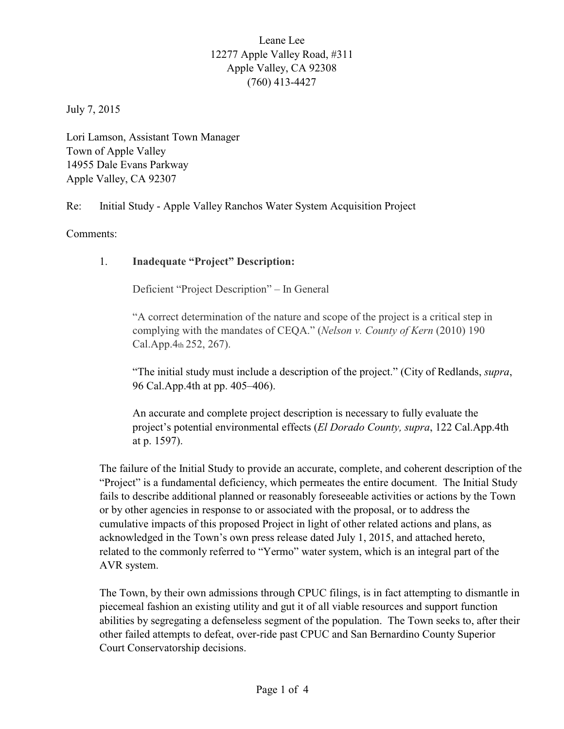Leane Lee
12277 Apple Valley Road, #311
Apple Valley, CA 92308
(760) 413-4427

July 7, 2015

Lori Lamson, Assistant Town Manager
Town of Apple Valley
14955 Dale Evans Parkway
Apple Valley, CA 92307

Re: Initial Study - Apple Valley Ranchos Water System Acquisition Project

Comments:

1. **Inadequate "Project" Description:**

Deficient "Project Description" – In General

"A correct determination of the nature and scope of the project is a critical step in complying with the mandates of CEQA." (*Nelson v. County of Kern* (2010) 190 Cal.App.4th 252, 267).

"The initial study must include a description of the project." (City of Redlands, *supra*, 96 Cal.App.4th at pp. 405–406).

An accurate and complete project description is necessary to fully evaluate the project's potential environmental effects (*El Dorado County, supra*, 122 Cal.App.4th at p. 1597).

The failure of the Initial Study to provide an accurate, complete, and coherent description of the "Project" is a fundamental deficiency, which permeates the entire document. The Initial Study fails to describe additional planned or reasonably foreseeable activities or actions by the Town or by other agencies in response to or associated with the proposal, or to address the cumulative impacts of this proposed Project in light of other related actions and plans, as acknowledged in the Town's own press release dated July 1, 2015, and attached hereto, related to the commonly referred to "Yermo" water system, which is an integral part of the AVR system.

The Town, by their own admissions through CPUC filings, is in fact attempting to dismantle in piecemeal fashion an existing utility and gut it of all viable resources and support function abilities by segregating a defenseless segment of the population. The Town seeks to, after their other failed attempts to defeat, over-ride past CPUC and San Bernardino County Superior Court Conservatorship decisions.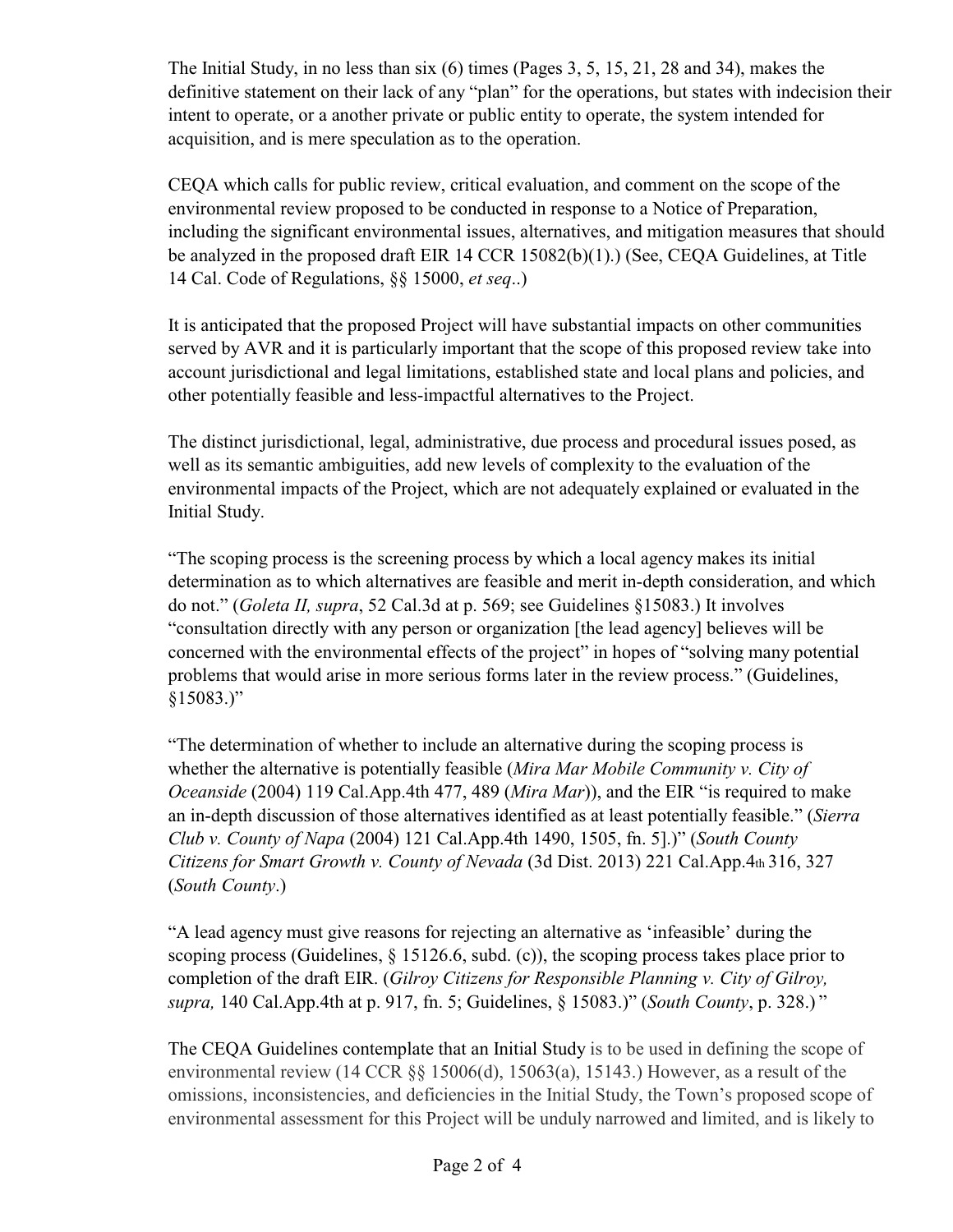The Initial Study, in no less than six (6) times (Pages 3, 5, 15, 21, 28 and 34), makes the definitive statement on their lack of any "plan" for the operations, but states with indecision their intent to operate, or a another private or public entity to operate, the system intended for acquisition, and is mere speculation as to the operation.

CEQA which calls for public review, critical evaluation, and comment on the scope of the environmental review proposed to be conducted in response to a Notice of Preparation, including the significant environmental issues, alternatives, and mitigation measures that should be analyzed in the proposed draft EIR 14 CCR 15082(b)(1).) (See, CEQA Guidelines, at Title 14 Cal. Code of Regulations, §§ 15000, *et seq*..)

It is anticipated that the proposed Project will have substantial impacts on other communities served by AVR and it is particularly important that the scope of this proposed review take into account jurisdictional and legal limitations, established state and local plans and policies, and other potentially feasible and less-impactful alternatives to the Project.

The distinct jurisdictional, legal, administrative, due process and procedural issues posed, as well as its semantic ambiguities, add new levels of complexity to the evaluation of the environmental impacts of the Project, which are not adequately explained or evaluated in the Initial Study.

"The scoping process is the screening process by which a local agency makes its initial determination as to which alternatives are feasible and merit in-depth consideration, and which do not." (*Goleta II, supra*, 52 Cal.3d at p. 569; see Guidelines §15083.) It involves "consultation directly with any person or organization [the lead agency] believes will be concerned with the environmental effects of the project" in hopes of "solving many potential problems that would arise in more serious forms later in the review process." (Guidelines, §15083.)"

"The determination of whether to include an alternative during the scoping process is whether the alternative is potentially feasible (*Mira Mar Mobile Community v. City of Oceanside* (2004) 119 Cal.App.4th 477, 489 (*Mira Mar*)), and the EIR "is required to make an in-depth discussion of those alternatives identified as at least potentially feasible." (*Sierra Club v. County of Napa* (2004) 121 Cal.App.4th 1490, 1505, fn. 5].)" (*South County Citizens for Smart Growth v. County of Nevada* (3d Dist. 2013) 221 Cal.App.4th 316, 327 (*South County*.)

"A lead agency must give reasons for rejecting an alternative as 'infeasible' during the scoping process (Guidelines, § 15126.6, subd. (c)), the scoping process takes place prior to completion of the draft EIR. (*Gilroy Citizens for Responsible Planning v. City of Gilroy, supra,* 140 Cal.App.4th at p. 917, fn. 5; Guidelines, § 15083.)" (*South County*, p. 328.) "

The CEQA Guidelines contemplate that an Initial Study is to be used in defining the scope of environmental review (14 CCR §§ 15006(d), 15063(a), 15143.) However, as a result of the omissions, inconsistencies, and deficiencies in the Initial Study, the Town's proposed scope of environmental assessment for this Project will be unduly narrowed and limited, and is likely to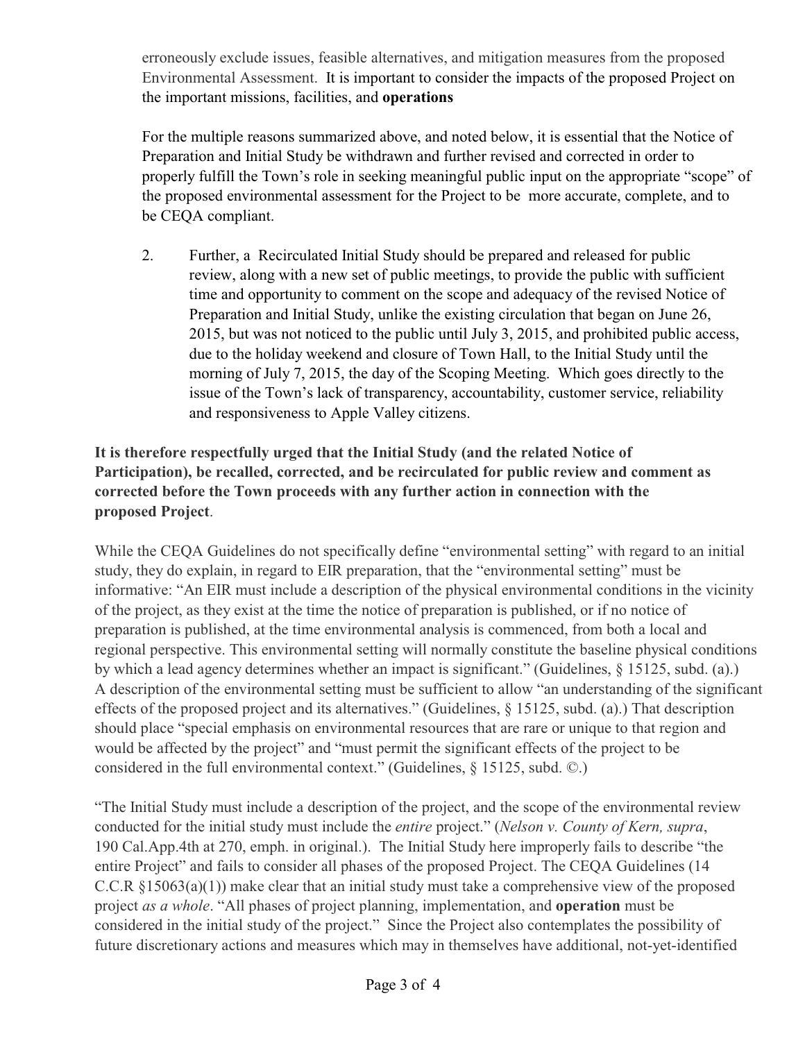erroneously exclude issues, feasible alternatives, and mitigation measures from the proposed Environmental Assessment. It is important to consider the impacts of the proposed Project on the important missions, facilities, and **operations**

For the multiple reasons summarized above, and noted below, it is essential that the Notice of Preparation and Initial Study be withdrawn and further revised and corrected in order to properly fulfill the Town's role in seeking meaningful public input on the appropriate "scope" of the proposed environmental assessment for the Project to be more accurate, complete, and to be CEQA compliant.

2. Further, a Recirculated Initial Study should be prepared and released for public review, along with a new set of public meetings, to provide the public with sufficient time and opportunity to comment on the scope and adequacy of the revised Notice of Preparation and Initial Study, unlike the existing circulation that began on June 26, 2015, but was not noticed to the public until July 3, 2015, and prohibited public access, due to the holiday weekend and closure of Town Hall, to the Initial Study until the morning of July 7, 2015, the day of the Scoping Meeting. Which goes directly to the issue of the Town's lack of transparency, accountability, customer service, reliability and responsiveness to Apple Valley citizens.

**It is therefore respectfully urged that the Initial Study (and the related Notice of Participation), be recalled, corrected, and be recirculated for public review and comment as corrected before the Town proceeds with any further action in connection with the proposed Project**.

While the CEQA Guidelines do not specifically define "environmental setting" with regard to an initial study, they do explain, in regard to EIR preparation, that the "environmental setting" must be informative: "An EIR must include a description of the physical environmental conditions in the vicinity of the project, as they exist at the time the notice of preparation is published, or if no notice of preparation is published, at the time environmental analysis is commenced, from both a local and regional perspective. This environmental setting will normally constitute the baseline physical conditions by which a lead agency determines whether an impact is significant." (Guidelines, § 15125, subd. (a).) A description of the environmental setting must be sufficient to allow "an understanding of the significant effects of the proposed project and its alternatives." (Guidelines, § 15125, subd. (a).) That description should place "special emphasis on environmental resources that are rare or unique to that region and would be affected by the project" and "must permit the significant effects of the project to be considered in the full environmental context." (Guidelines, § 15125, subd. ©.)

"The Initial Study must include a description of the project, and the scope of the environmental review conducted for the initial study must include the *entire* project." (*Nelson v. County of Kern, supra*, 190 Cal.App.4th at 270, emph. in original.). The Initial Study here improperly fails to describe "the entire Project" and fails to consider all phases of the proposed Project. The CEQA Guidelines (14 C.C.R §15063(a)(1)) make clear that an initial study must take a comprehensive view of the proposed project *as a whole*. "All phases of project planning, implementation, and **operation** must be considered in the initial study of the project." Since the Project also contemplates the possibility of future discretionary actions and measures which may in themselves have additional, not-yet-identified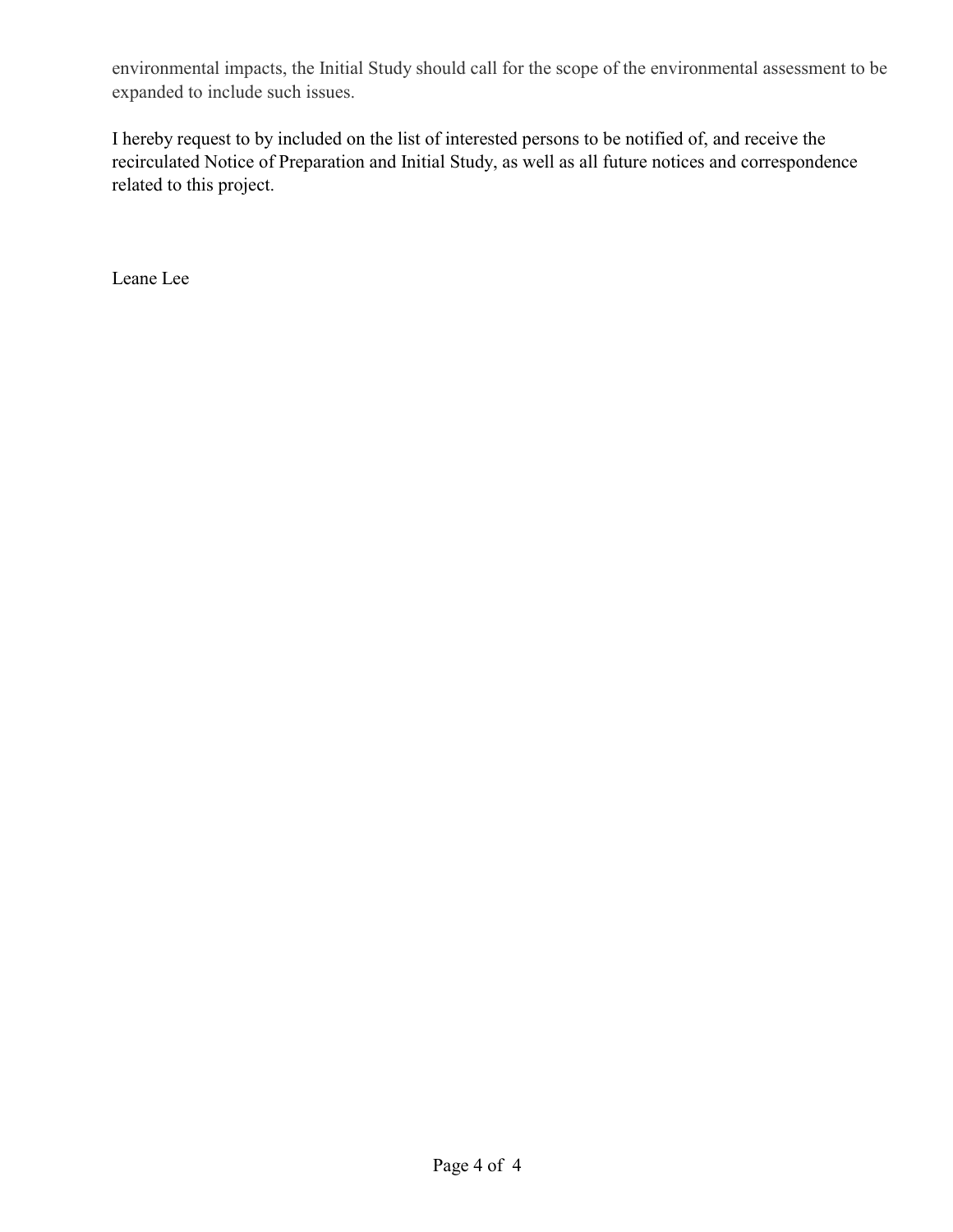environmental impacts, the Initial Study should call for the scope of the environmental assessment to be expanded to include such issues.

I hereby request to by included on the list of interested persons to be notified of, and receive the recirculated Notice of Preparation and Initial Study, as well as all future notices and correspondence related to this project.

Leane Lee